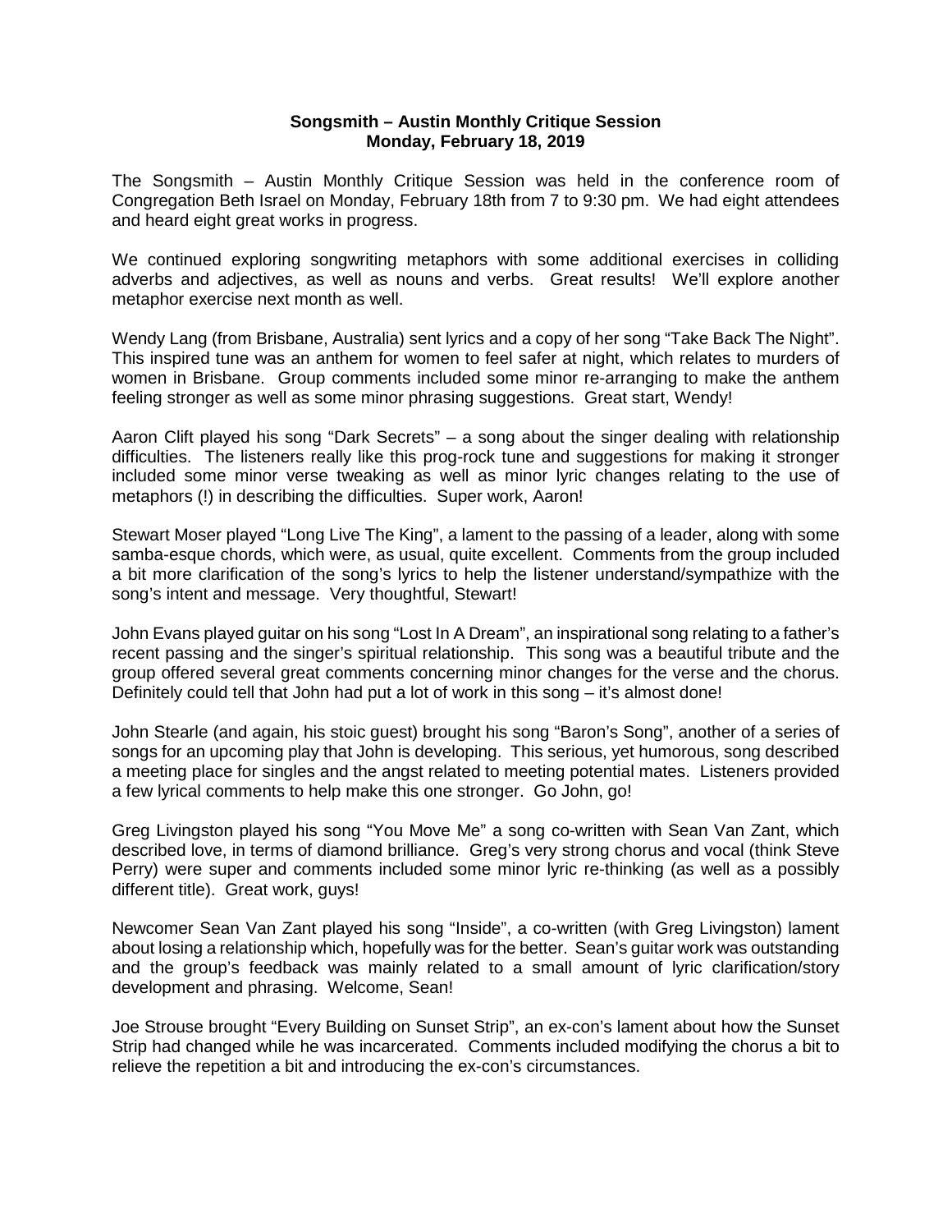**Songsmith – Austin Monthly Critique Session**
**Monday, February 18, 2019**

The Songsmith – Austin Monthly Critique Session was held in the conference room of Congregation Beth Israel on Monday, February 18th from 7 to 9:30 pm. We had eight attendees and heard eight great works in progress.

We continued exploring songwriting metaphors with some additional exercises in colliding adverbs and adjectives, as well as nouns and verbs. Great results! We'll explore another metaphor exercise next month as well.

Wendy Lang (from Brisbane, Australia) sent lyrics and a copy of her song "Take Back The Night". This inspired tune was an anthem for women to feel safer at night, which relates to murders of women in Brisbane. Group comments included some minor re-arranging to make the anthem feeling stronger as well as some minor phrasing suggestions. Great start, Wendy!

Aaron Clift played his song "Dark Secrets" – a song about the singer dealing with relationship difficulties. The listeners really like this prog-rock tune and suggestions for making it stronger included some minor verse tweaking as well as minor lyric changes relating to the use of metaphors (!) in describing the difficulties. Super work, Aaron!

Stewart Moser played "Long Live The King", a lament to the passing of a leader, along with some samba-esque chords, which were, as usual, quite excellent. Comments from the group included a bit more clarification of the song's lyrics to help the listener understand/sympathize with the song's intent and message. Very thoughtful, Stewart!

John Evans played guitar on his song "Lost In A Dream", an inspirational song relating to a father's recent passing and the singer's spiritual relationship. This song was a beautiful tribute and the group offered several great comments concerning minor changes for the verse and the chorus. Definitely could tell that John had put a lot of work in this song – it's almost done!

John Stearle (and again, his stoic guest) brought his song "Baron's Song", another of a series of songs for an upcoming play that John is developing. This serious, yet humorous, song described a meeting place for singles and the angst related to meeting potential mates. Listeners provided a few lyrical comments to help make this one stronger. Go John, go!

Greg Livingston played his song "You Move Me" a song co-written with Sean Van Zant, which described love, in terms of diamond brilliance. Greg's very strong chorus and vocal (think Steve Perry) were super and comments included some minor lyric re-thinking (as well as a possibly different title). Great work, guys!

Newcomer Sean Van Zant played his song "Inside", a co-written (with Greg Livingston) lament about losing a relationship which, hopefully was for the better. Sean's guitar work was outstanding and the group's feedback was mainly related to a small amount of lyric clarification/story development and phrasing. Welcome, Sean!

Joe Strouse brought "Every Building on Sunset Strip", an ex-con's lament about how the Sunset Strip had changed while he was incarcerated. Comments included modifying the chorus a bit to relieve the repetition a bit and introducing the ex-con's circumstances.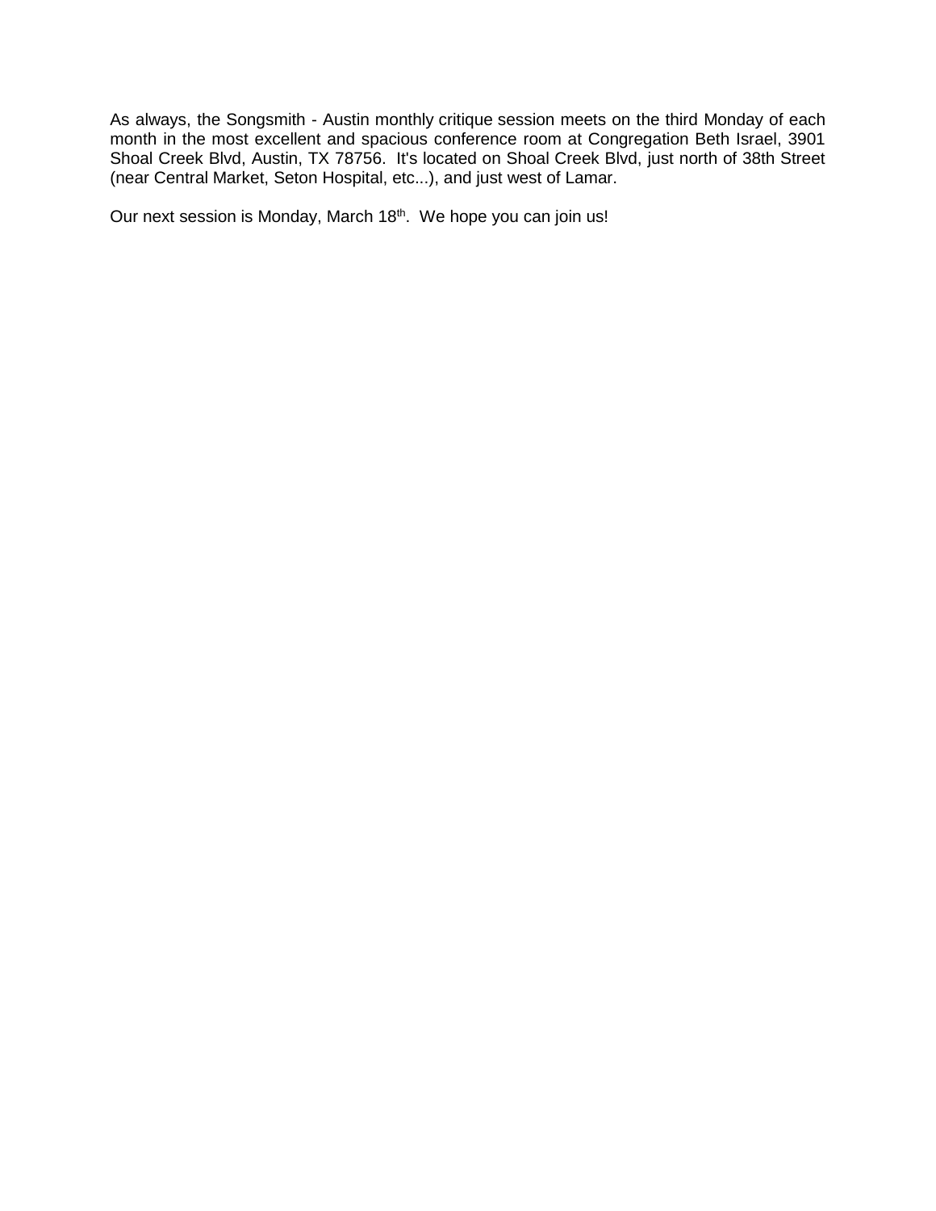As always, the Songsmith - Austin monthly critique session meets on the third Monday of each month in the most excellent and spacious conference room at Congregation Beth Israel, 3901 Shoal Creek Blvd, Austin, TX 78756. It's located on Shoal Creek Blvd, just north of 38th Street (near Central Market, Seton Hospital, etc...), and just west of Lamar.

Our next session is Monday, March 18th. We hope you can join us!